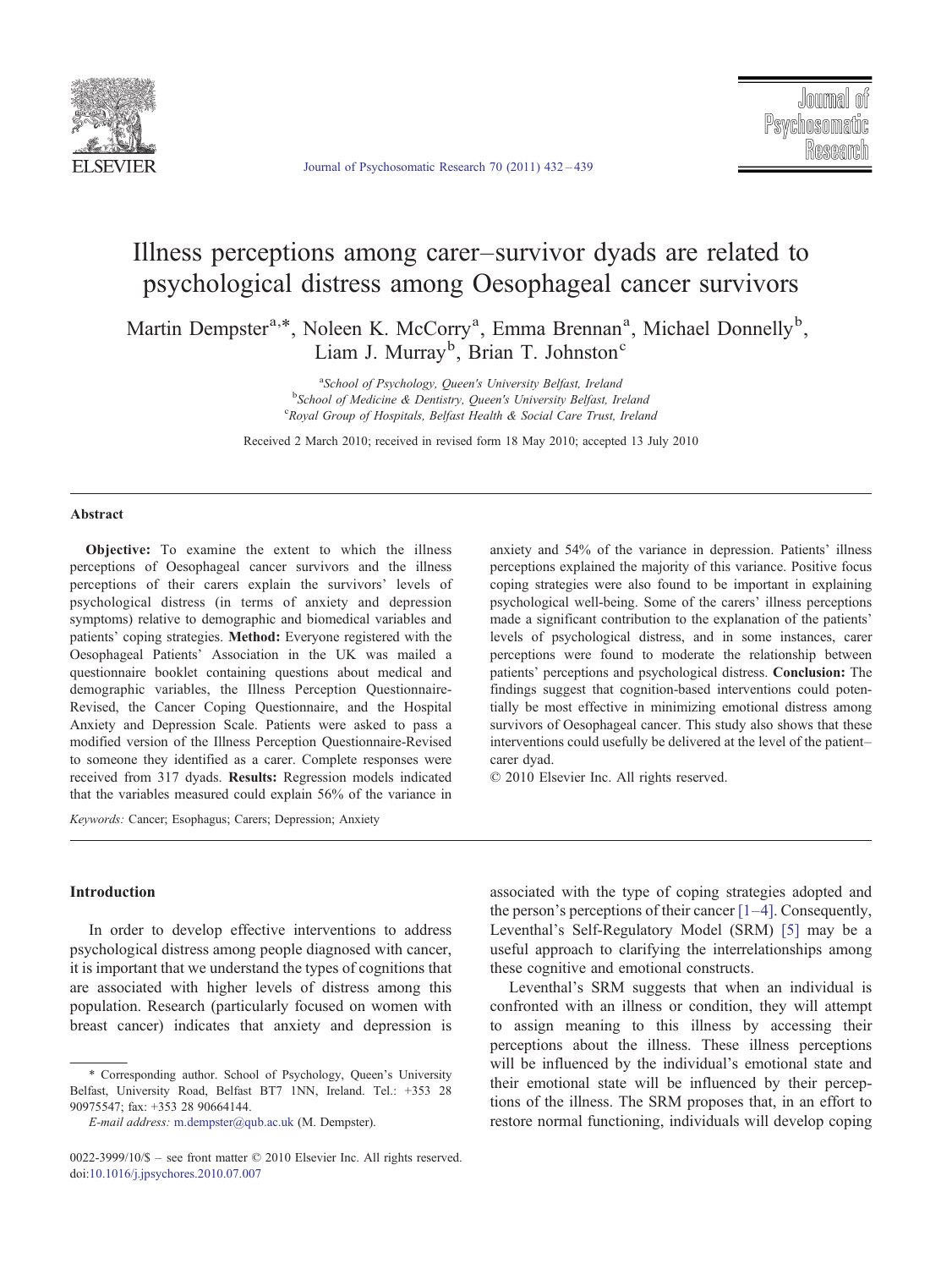# Illness perceptions among carer–survivor dyads are related to psychological distress among Oesophageal cancer survivors

Martin Dempster[a,*], Noleen K. McCorry[a], Emma Brennan[a], Michael Donnelly[b], Liam J. Murray[b], Brian T. Johnston[c]

[a]*School of Psychology, Queen's University Belfast, Ireland*
[b]*School of Medicine & Dentistry, Queen's University Belfast, Ireland*
[c]*Royal Group of Hospitals, Belfast Health & Social Care Trust, Ireland*

Received 2 March 2010; received in revised form 18 May 2010; accepted 13 July 2010

## Abstract

**Objective:** To examine the extent to which the illness perceptions of Oesophageal cancer survivors and the illness perceptions of their carers explain the survivors' levels of psychological distress (in terms of anxiety and depression symptoms) relative to demographic and biomedical variables and patients' coping strategies. **Method:** Everyone registered with the Oesophageal Patients' Association in the UK was mailed a questionnaire booklet containing questions about medical and demographic variables, the Illness Perception Questionnaire-Revised, the Cancer Coping Questionnaire, and the Hospital Anxiety and Depression Scale. Patients were asked to pass a modified version of the Illness Perception Questionnaire-Revised to someone they identified as a carer. Complete responses were received from 317 dyads. **Results:** Regression models indicated that the variables measured could explain 56% of the variance in anxiety and 54% of the variance in depression. Patients' illness perceptions explained the majority of this variance. Positive focus coping strategies were also found to be important in explaining psychological well-being. Some of the carers' illness perceptions made a significant contribution to the explanation of the patients' levels of psychological distress, and in some instances, carer perceptions were found to moderate the relationship between patients' perceptions and psychological distress. **Conclusion:** The findings suggest that cognition-based interventions could potentially be most effective in minimizing emotional distress among survivors of Oesophageal cancer. This study also shows that these interventions could usefully be delivered at the level of the patient–carer dyad.

© 2010 Elsevier Inc. All rights reserved.

*Keywords:* Cancer; Esophagus; Carers; Depression; Anxiety

## Introduction

In order to develop effective interventions to address psychological distress among people diagnosed with cancer, it is important that we understand the types of cognitions that are associated with higher levels of distress among this population. Research (particularly focused on women with breast cancer) indicates that anxiety and depression is associated with the type of coping strategies adopted and the person's perceptions of their cancer [1–4]. Consequently, Leventhal's Self-Regulatory Model (SRM) [5] may be a useful approach to clarifying the interrelationships among these cognitive and emotional constructs.

Leventhal's SRM suggests that when an individual is confronted with an illness or condition, they will attempt to assign meaning to this illness by accessing their perceptions about the illness. These illness perceptions will be influenced by the individual's emotional state and their emotional state will be influenced by their perceptions of the illness. The SRM proposes that, in an effort to restore normal functioning, individuals will develop coping

---

\* Corresponding author. School of Psychology, Queen's University Belfast, University Road, Belfast BT7 1NN, Ireland. Tel.: +353 28 90975547; fax: +353 28 90664144.

*E-mail address:* m.dempster@qub.ac.uk (M. Dempster).

0022-3999/10/$ – see front matter © 2010 Elsevier Inc. All rights reserved.
doi:10.1016/j.jpsychores.2010.07.007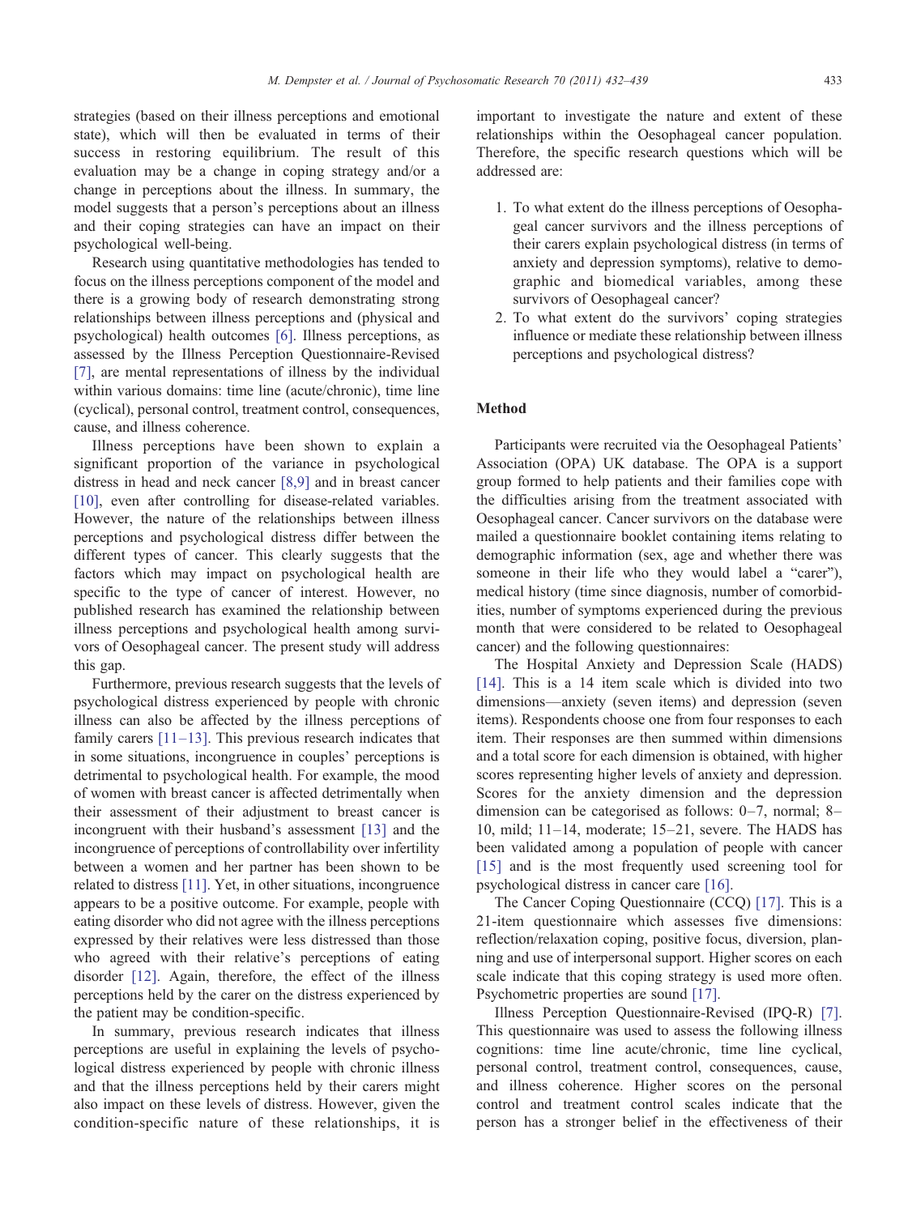strategies (based on their illness perceptions and emotional state), which will then be evaluated in terms of their success in restoring equilibrium. The result of this evaluation may be a change in coping strategy and/or a change in perceptions about the illness. In summary, the model suggests that a person's perceptions about an illness and their coping strategies can have an impact on their psychological well-being.

Research using quantitative methodologies has tended to focus on the illness perceptions component of the model and there is a growing body of research demonstrating strong relationships between illness perceptions and (physical and psychological) health outcomes [6]. Illness perceptions, as assessed by the Illness Perception Questionnaire-Revised [7], are mental representations of illness by the individual within various domains: time line (acute/chronic), time line (cyclical), personal control, treatment control, consequences, cause, and illness coherence.

Illness perceptions have been shown to explain a significant proportion of the variance in psychological distress in head and neck cancer [8,9] and in breast cancer [10], even after controlling for disease-related variables. However, the nature of the relationships between illness perceptions and psychological distress differ between the different types of cancer. This clearly suggests that the factors which may impact on psychological health are specific to the type of cancer of interest. However, no published research has examined the relationship between illness perceptions and psychological health among survivors of Oesophageal cancer. The present study will address this gap.

Furthermore, previous research suggests that the levels of psychological distress experienced by people with chronic illness can also be affected by the illness perceptions of family carers [11–13]. This previous research indicates that in some situations, incongruence in couples' perceptions is detrimental to psychological health. For example, the mood of women with breast cancer is affected detrimentally when their assessment of their adjustment to breast cancer is incongruent with their husband's assessment [13] and the incongruence of perceptions of controllability over infertility between a women and her partner has been shown to be related to distress [11]. Yet, in other situations, incongruence appears to be a positive outcome. For example, people with eating disorder who did not agree with the illness perceptions expressed by their relatives were less distressed than those who agreed with their relative's perceptions of eating disorder [12]. Again, therefore, the effect of the illness perceptions held by the carer on the distress experienced by the patient may be condition-specific.

In summary, previous research indicates that illness perceptions are useful in explaining the levels of psychological distress experienced by people with chronic illness and that the illness perceptions held by their carers might also impact on these levels of distress. However, given the condition-specific nature of these relationships, it is important to investigate the nature and extent of these relationships within the Oesophageal cancer population. Therefore, the specific research questions which will be addressed are:

1. To what extent do the illness perceptions of Oesophageal cancer survivors and the illness perceptions of their carers explain psychological distress (in terms of anxiety and depression symptoms), relative to demographic and biomedical variables, among these survivors of Oesophageal cancer?
2. To what extent do the survivors' coping strategies influence or mediate these relationship between illness perceptions and psychological distress?

## Method

Participants were recruited via the Oesophageal Patients' Association (OPA) UK database. The OPA is a support group formed to help patients and their families cope with the difficulties arising from the treatment associated with Oesophageal cancer. Cancer survivors on the database were mailed a questionnaire booklet containing items relating to demographic information (sex, age and whether there was someone in their life who they would label a "carer"), medical history (time since diagnosis, number of comorbidities, number of symptoms experienced during the previous month that were considered to be related to Oesophageal cancer) and the following questionnaires:

The Hospital Anxiety and Depression Scale (HADS) [14]. This is a 14 item scale which is divided into two dimensions—anxiety (seven items) and depression (seven items). Respondents choose one from four responses to each item. Their responses are then summed within dimensions and a total score for each dimension is obtained, with higher scores representing higher levels of anxiety and depression. Scores for the anxiety dimension and the depression dimension can be categorised as follows: 0–7, normal; 8–10, mild; 11–14, moderate; 15–21, severe. The HADS has been validated among a population of people with cancer [15] and is the most frequently used screening tool for psychological distress in cancer care [16].

The Cancer Coping Questionnaire (CCQ) [17]. This is a 21-item questionnaire which assesses five dimensions: reflection/relaxation coping, positive focus, diversion, planning and use of interpersonal support. Higher scores on each scale indicate that this coping strategy is used more often. Psychometric properties are sound [17].

Illness Perception Questionnaire-Revised (IPQ-R) [7]. This questionnaire was used to assess the following illness cognitions: time line acute/chronic, time line cyclical, personal control, treatment control, consequences, cause, and illness coherence. Higher scores on the personal control and treatment control scales indicate that the person has a stronger belief in the effectiveness of their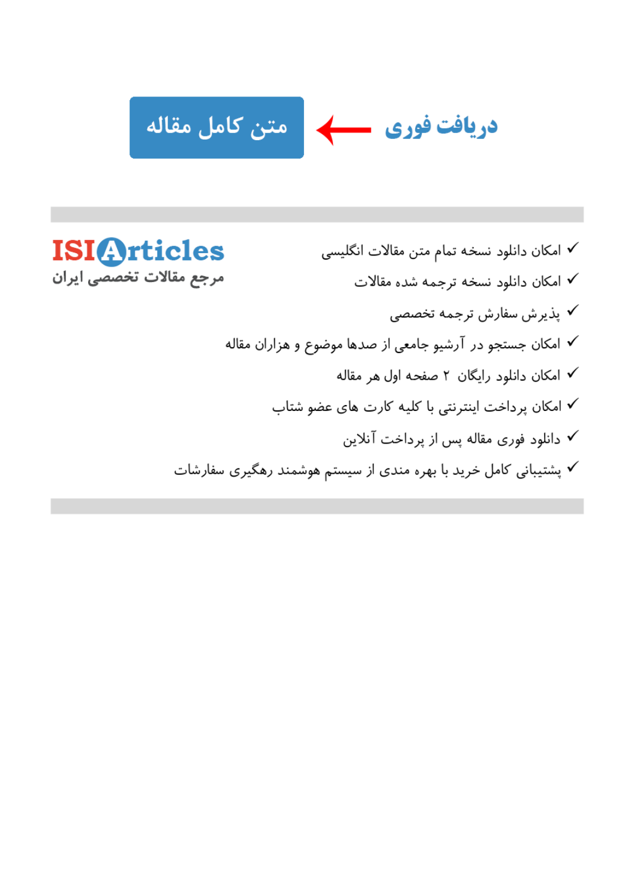دریافت فوری ← متن کامل مقاله

ISIArticles
مرجع مقالات تخصصی ایران

- ✓ امکان دانلود نسخه تمام متن مقالات انگلیسی
- ✓ امکان دانلود نسخه ترجمه شده مقالات
- ✓ پذیرش سفارش ترجمه تخصصی
- ✓ امکان جستجو در آرشیو جامعی از صدها موضوع و هزاران مقاله
- ✓ امکان دانلود رایگان ۲ صفحه اول هر مقاله
- ✓ امکان پرداخت اینترنتی با کلیه کارت های عضو شتاب
- ✓ دانلود فوری مقاله پس از پرداخت آنلاین
- ✓ پشتیبانی کامل خرید با بهره مندی از سیستم هوشمند رهگیری سفارشات